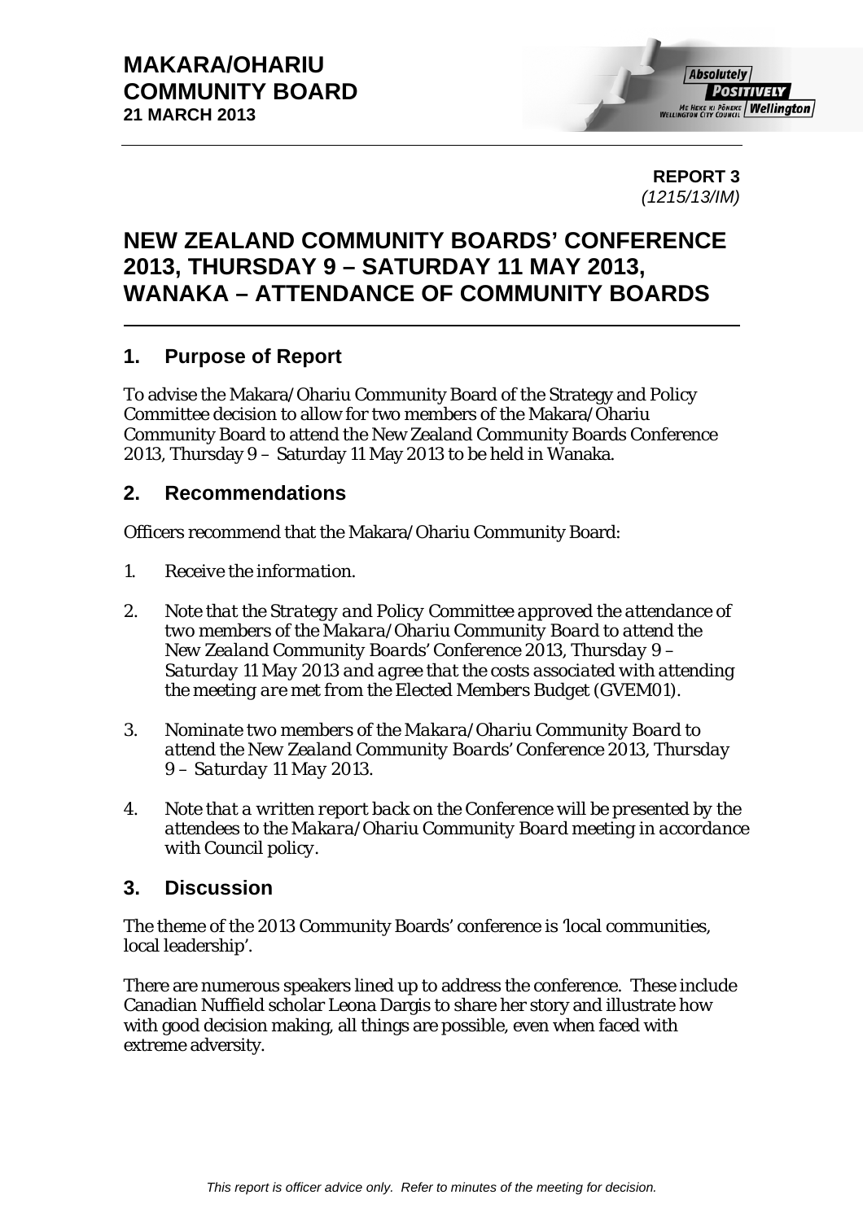**MAKARA/OHARIU COMMUNITY BOARD**
**21 MARCH 2013**

**REPORT 3**
*(1215/13/IM)*

# NEW ZEALAND COMMUNITY BOARDS' CONFERENCE 2013, THURSDAY 9 – SATURDAY 11 MAY 2013, WANAKA – ATTENDANCE OF COMMUNITY BOARDS

## 1. Purpose of Report

To advise the Makara/Ohariu Community Board of the Strategy and Policy Committee decision to allow for two members of the Makara/Ohariu Community Board to attend the New Zealand Community Boards Conference 2013, Thursday 9 – Saturday 11 May 2013 to be held in Wanaka.

## 2. Recommendations

Officers recommend that the Makara/Ohariu Community Board:

1. *Receive the information.*
2. *Note that the Strategy and Policy Committee approved the attendance of two members of the Makara/Ohariu Community Board to attend the New Zealand Community Boards' Conference 2013, Thursday 9 – Saturday 11 May 2013 and agree that the costs associated with attending the meeting are met from the Elected Members Budget (GVEM01).*
3. *Nominate two members of the Makara/Ohariu Community Board to attend the New Zealand Community Boards' Conference 2013, Thursday 9 – Saturday 11 May 2013.*
4. *Note that a written report back on the Conference will be presented by the attendees to the Makara/Ohariu Community Board meeting in accordance with Council policy.*

## 3. Discussion

The theme of the 2013 Community Boards' conference is 'local communities, local leadership'.

There are numerous speakers lined up to address the conference. These include Canadian Nuffield scholar Leona Dargis to share her story and illustrate how with good decision making, all things are possible, even when faced with extreme adversity.

*This report is officer advice only. Refer to minutes of the meeting for decision.*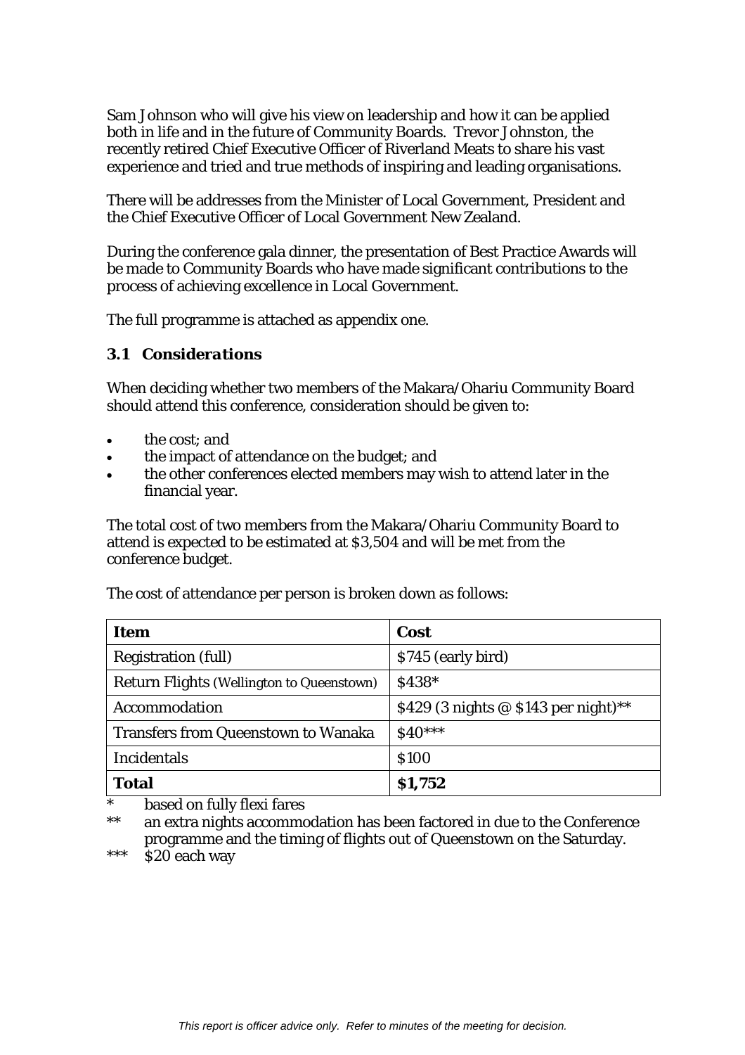Sam Johnson who will give his view on leadership and how it can be applied both in life and in the future of Community Boards. Trevor Johnston, the recently retired Chief Executive Officer of Riverland Meats to share his vast experience and tried and true methods of inspiring and leading organisations.

There will be addresses from the Minister of Local Government, President and the Chief Executive Officer of Local Government New Zealand.

During the conference gala dinner, the presentation of Best Practice Awards will be made to Community Boards who have made significant contributions to the process of achieving excellence in Local Government.

The full programme is attached as appendix one.

### *3.1 Considerations*

When deciding whether two members of the Makara/Ohariu Community Board should attend this conference, consideration should be given to:

- the cost; and
- the impact of attendance on the budget; and
- the other conferences elected members may wish to attend later in the financial year.

The total cost of two members from the Makara/Ohariu Community Board to attend is expected to be estimated at $3,504 and will be met from the conference budget.

The cost of attendance per person is broken down as follows:

| Item | Cost |
|---|---|
| Registration (full) | $745 (early bird) |
| Return Flights (Wellington to Queenstown) | $438* |
| Accommodation | $429 (3 nights @ $143 per night)** |
| Transfers from Queenstown to Wanaka | $40*** |
| Incidentals | $100 |
| **Total** | **$1,752** |

\* based on fully flexi fares

** an extra nights accommodation has been factored in due to the Conference programme and the timing of flights out of Queenstown on the Saturday.

*** $20 each way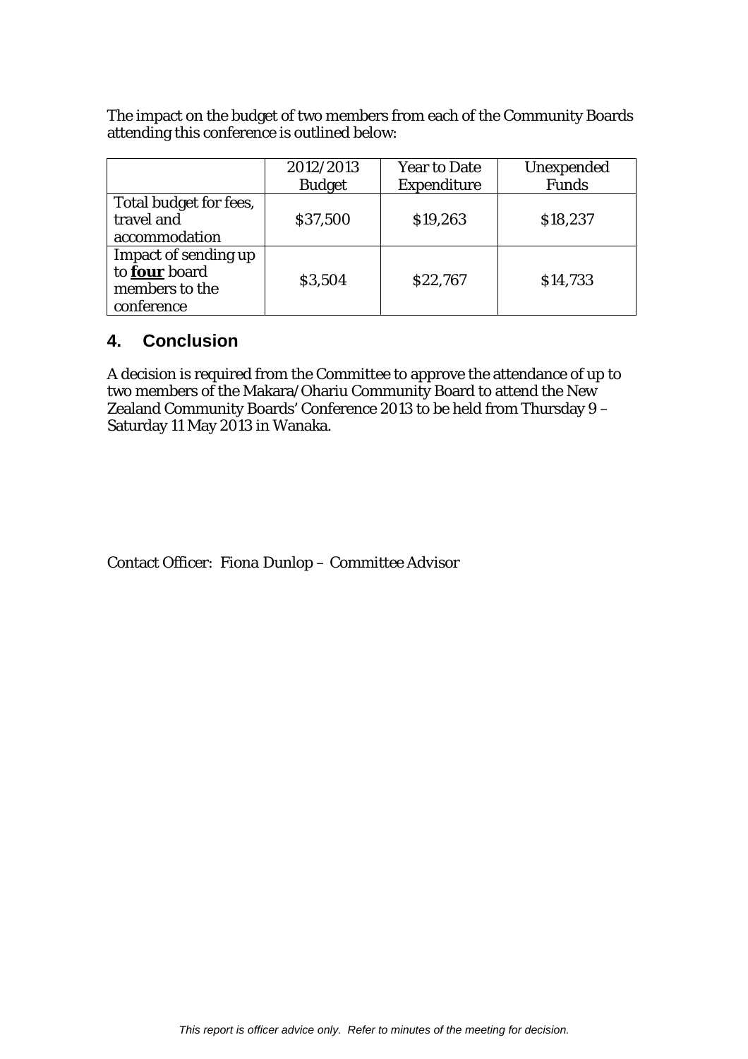The impact on the budget of two members from each of the Community Boards attending this conference is outlined below:

| | 2012/2013 Budget | Year to Date Expenditure | Unexpended Funds |
|---|---|---|---|
| Total budget for fees, travel and accommodation | $37,500 | $19,263 | $18,237 |
| Impact of sending up to **four** board members to the conference | $3,504 | $22,767 | $14,733 |

## 4. Conclusion

A decision is required from the Committee to approve the attendance of up to two members of the Makara/Ohariu Community Board to attend the New Zealand Community Boards' Conference 2013 to be held from Thursday 9 – Saturday 11 May 2013 in Wanaka.

Contact Officer: Fiona Dunlop – Committee Advisor

*This report is officer advice only. Refer to minutes of the meeting for decision.*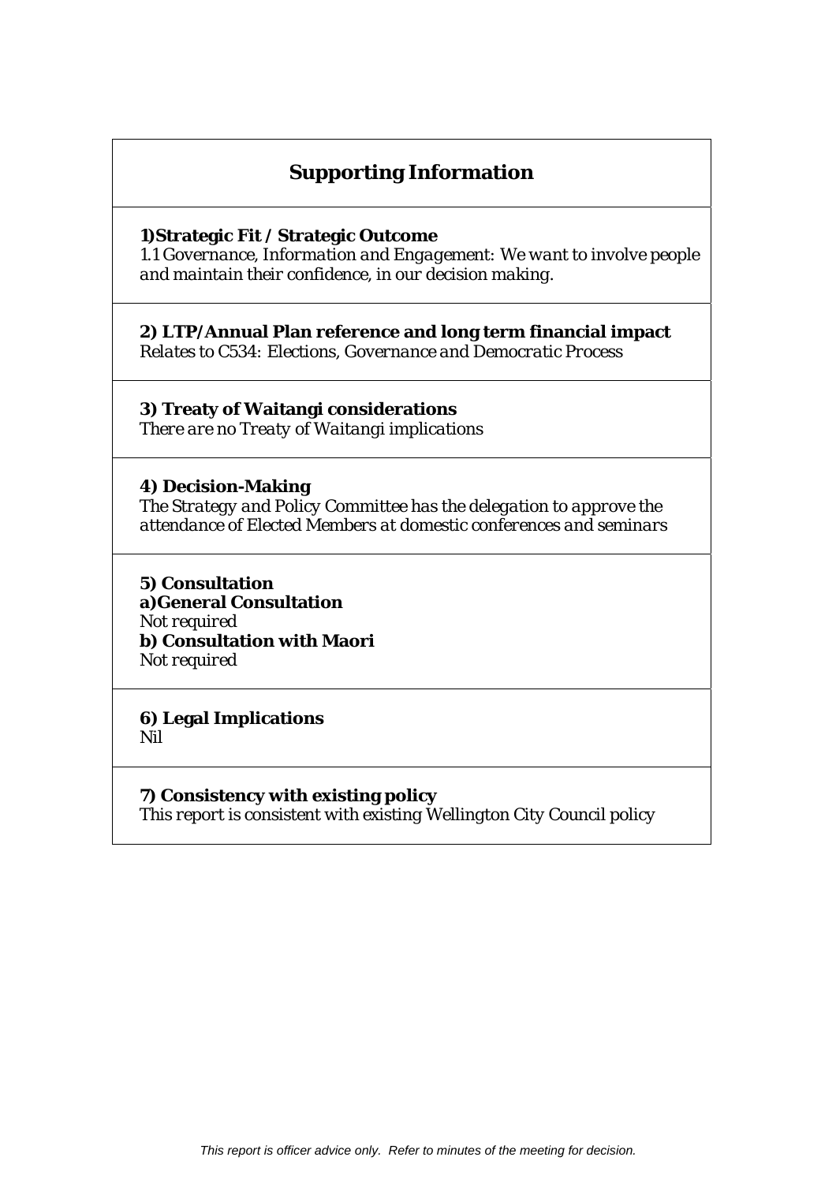## Supporting Information

**1)Strategic Fit / Strategic Outcome**
*1.1 Governance, Information and Engagement: We want to involve people and maintain their confidence, in our decision making.*

**2) LTP/Annual Plan reference and long term financial impact**
*Relates to C534: Elections, Governance and Democratic Process*

**3) Treaty of Waitangi considerations**
*There are no Treaty of Waitangi implications*

**4) Decision-Making**
*The Strategy and Policy Committee has the delegation to approve the attendance of Elected Members at domestic conferences and seminars*

**5) Consultation**
**a)General Consultation**
*Not required*
**b) Consultation with Maori**
*Not required*

**6) Legal Implications**
*Nil*

**7) Consistency with existing policy**
*This report is consistent with existing Wellington City Council policy*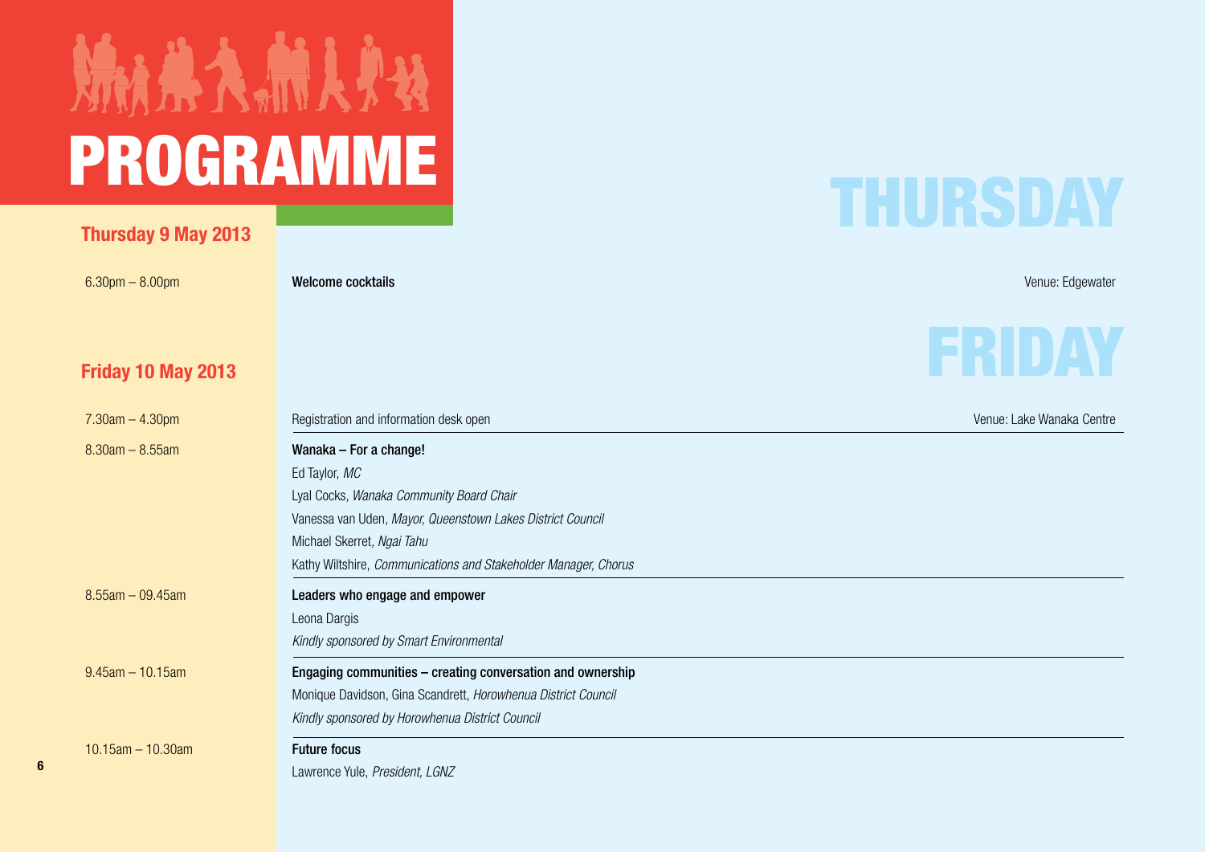# PROGRAMME

## THURSDAY

### Thursday 9 May 2013

| Time | Session | Venue |
|---|---|---|
| 6.30pm – 8.00pm | **Welcome cocktails** | Venue: Edgewater |

## FRIDAY

### Friday 10 May 2013

| Time | Session | Venue |
|---|---|---|
| 7.30am – 4.30pm | Registration and information desk open | Venue: Lake Wanaka Centre |
| 8.30am – 8.55am | **Wanaka – For a change!**<br>Ed Taylor, *MC*<br>Lyal Cocks, *Wanaka Community Board Chair*<br>Vanessa van Uden, *Mayor, Queenstown Lakes District Council*<br>Michael Skerret, *Ngai Tahu*<br>Kathy Wiltshire, *Communications and Stakeholder Manager, Chorus* | |
| 8.55am – 09.45am | **Leaders who engage and empower**<br>Leona Dargis<br>*Kindly sponsored by Smart Environmental* | |
| 9.45am – 10.15am | **Engaging communities – creating conversation and ownership**<br>Monique Davidson, Gina Scandrett, *Horowhenua District Council*<br>*Kindly sponsored by Horowhenua District Council* | |
| 10.15am – 10.30am | **Future focus**<br>Lawrence Yule, *President, LGNZ* | |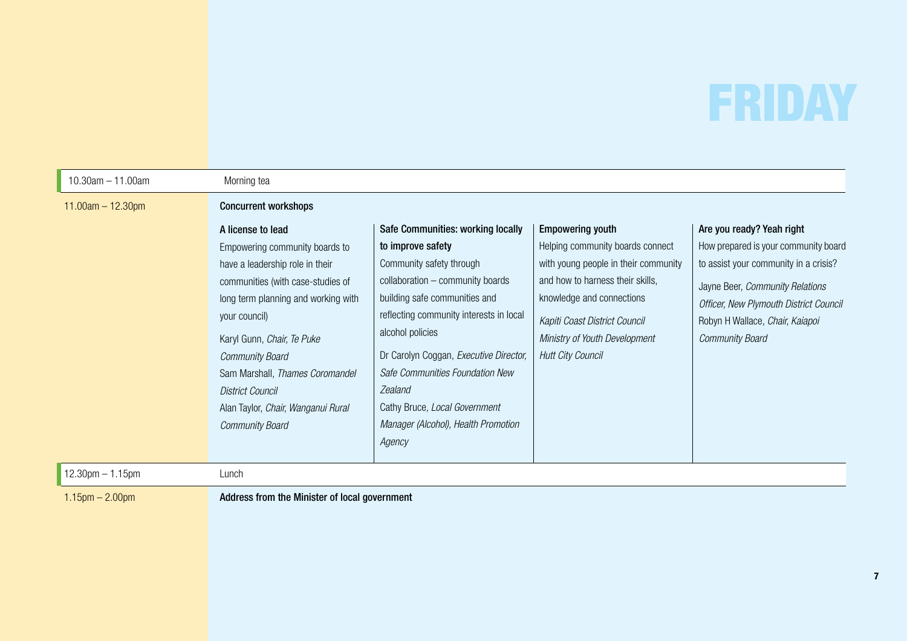# FRIDAY

| Time | Session |
| --- | --- |
| 10.30am – 11.00am | Morning tea |
| 11.00am – 12.30pm | **Concurrent workshops** |

**A license to lead**

Empowering community boards to have a leadership role in their communities (with case-studies of long term planning and working with your council)

Karyl Gunn, *Chair, Te Puke Community Board*
Sam Marshall, *Thames Coromandel District Council*
Alan Taylor, *Chair, Wanganui Rural Community Board*

**Safe Communities: working locally to improve safety**

Community safety through collaboration – community boards building safe communities and reflecting community interests in local alcohol policies

Dr Carolyn Coggan, *Executive Director, Safe Communities Foundation New Zealand*
Cathy Bruce, *Local Government Manager (Alcohol), Health Promotion Agency*

**Empowering youth**

Helping community boards connect with young people in their community and how to harness their skills, knowledge and connections

*Kapiti Coast District Council*
*Ministry of Youth Development*
*Hutt City Council*

**Are you ready? Yeah right**

How prepared is your community board to assist your community in a crisis?

Jayne Beer, *Community Relations Officer, New Plymouth District Council*
Robyn H Wallace, *Chair, Kaiapoi Community Board*

| Time | Session |
| --- | --- |
| 12.30pm – 1.15pm | Lunch |
| 1.15pm – 2.00pm | **Address from the Minister of local government** |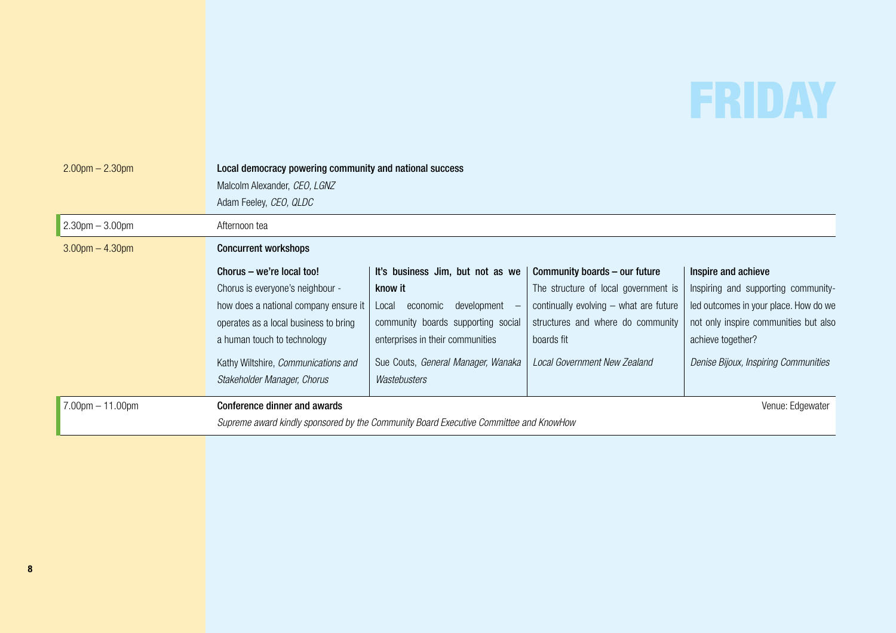# FRIDAY

**2.00pm – 2.30pm**

**Local democracy powering community and national success**

Malcolm Alexander, *CEO, LGNZ*

Adam Feeley, *CEO, QLDC*

**2.30pm – 3.00pm**

Afternoon tea

**3.00pm – 4.30pm**

**Concurrent workshops**

| Chorus – we're local too! | It's business Jim, but not as we know it | Community boards – our future | Inspire and achieve |
|---|---|---|---|
| Chorus is everyone's neighbour - how does a national company ensure it operates as a local business to bring a human touch to technology | Local economic development – community boards supporting social enterprises in their communities | The structure of local government is continually evolving – what are future structures and where do community boards fit | Inspiring and supporting community-led outcomes in your place. How do we not only inspire communities but also achieve together? |
| Kathy Wiltshire, *Communications and Stakeholder Manager, Chorus* | Sue Couts, *General Manager, Wanaka Wastebusters* | *Local Government New Zealand* | *Denise Bijoux, Inspiring Communities* |

**7.00pm – 11.00pm**

**Conference dinner and awards**

Venue: Edgewater

*Supreme award kindly sponsored by the Community Board Executive Committee and KnowHow*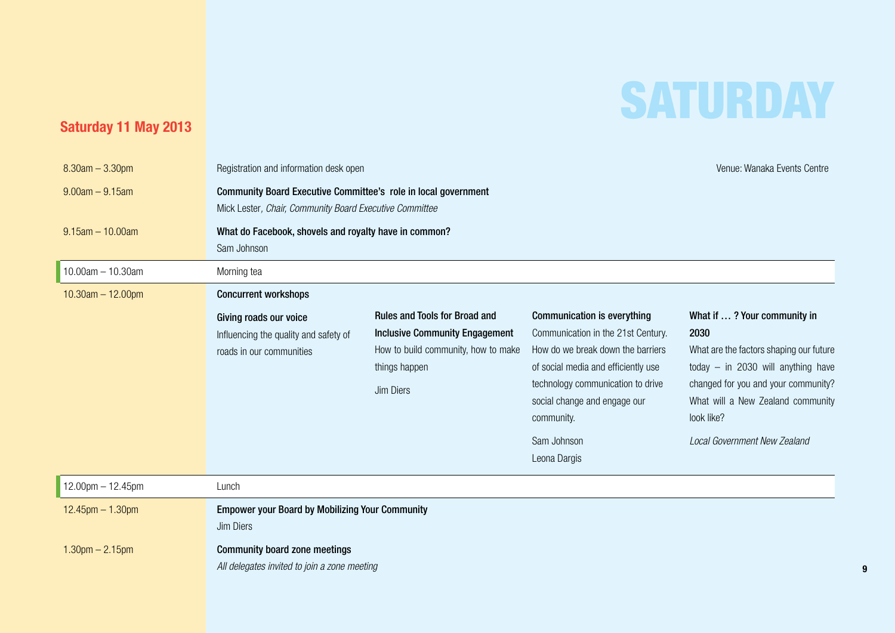# SATURDAY

## Saturday 11 May 2013

Venue: Wanaka Events Centre

| Time | Session |
| --- | --- |
| 8.30am – 3.30pm | Registration and information desk open |
| 9.00am – 9.15am | **Community Board Executive Committee's role in local government**<br>Mick Lester, *Chair, Community Board Executive Committee* |
| 9.15am – 10.00am | **What do Facebook, shovels and royalty have in common?**<br>Sam Johnson |
| 10.00am – 10.30am | Morning tea |
| 10.30am – 12.00pm | **Concurrent workshops** |

**Giving roads our voice**
Influencing the quality and safety of roads in our communities

**Rules and Tools for Broad and Inclusive Community Engagement**
How to build community, how to make things happen

Jim Diers

**Communication is everything**
Communication in the 21st Century. How do we break down the barriers of social media and efficiently use technology communication to drive social change and engage our community.

Sam Johnson
Leona Dargis

**What if … ? Your community in 2030**
What are the factors shaping our future today – in 2030 will anything have changed for you and your community? What will a New Zealand community look like?

*Local Government New Zealand*

| Time | Session |
| --- | --- |
| 12.00pm – 12.45pm | Lunch |
| 12.45pm – 1.30pm | **Empower your Board by Mobilizing Your Community**<br>Jim Diers |
| 1.30pm – 2.15pm | **Community board zone meetings**<br>*All delegates invited to join a zone meeting* |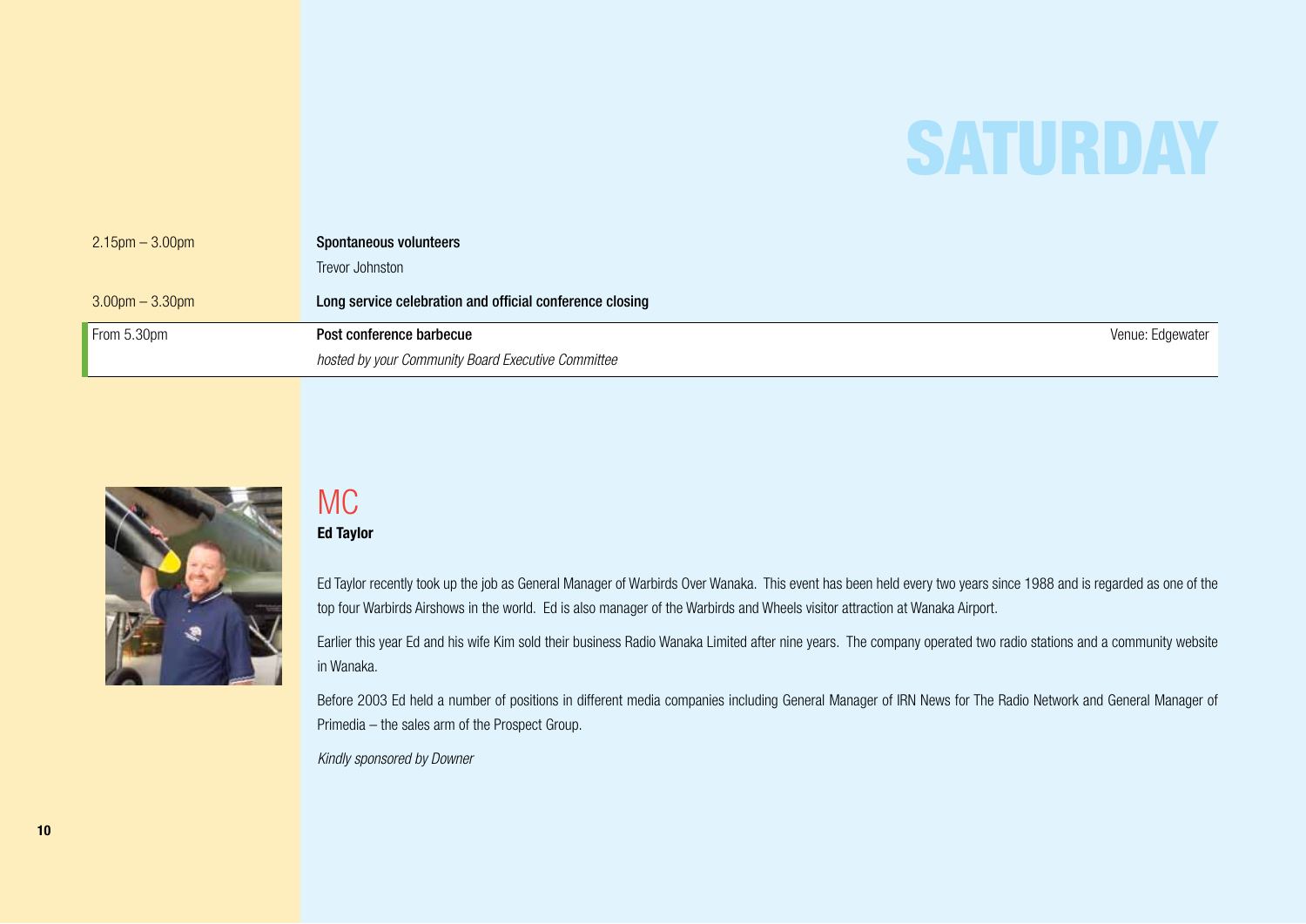# SATURDAY

| | | |
|---|---|---|
| 2.15pm – 3.00pm | **Spontaneous volunteers**<br>Trevor Johnston | |
| 3.00pm – 3.30pm | **Long service celebration and official conference closing** | |
| From 5.30pm | **Post conference barbecue**<br>*hosted by your Community Board Executive Committee* | Venue: Edgewater |

## MC

**Ed Taylor**

Ed Taylor recently took up the job as General Manager of Warbirds Over Wanaka. This event has been held every two years since 1988 and is regarded as one of the top four Warbirds Airshows in the world. Ed is also manager of the Warbirds and Wheels visitor attraction at Wanaka Airport.

Earlier this year Ed and his wife Kim sold their business Radio Wanaka Limited after nine years. The company operated two radio stations and a community website in Wanaka.

Before 2003 Ed held a number of positions in different media companies including General Manager of IRN News for The Radio Network and General Manager of Primedia – the sales arm of the Prospect Group.

*Kindly sponsored by Downer*